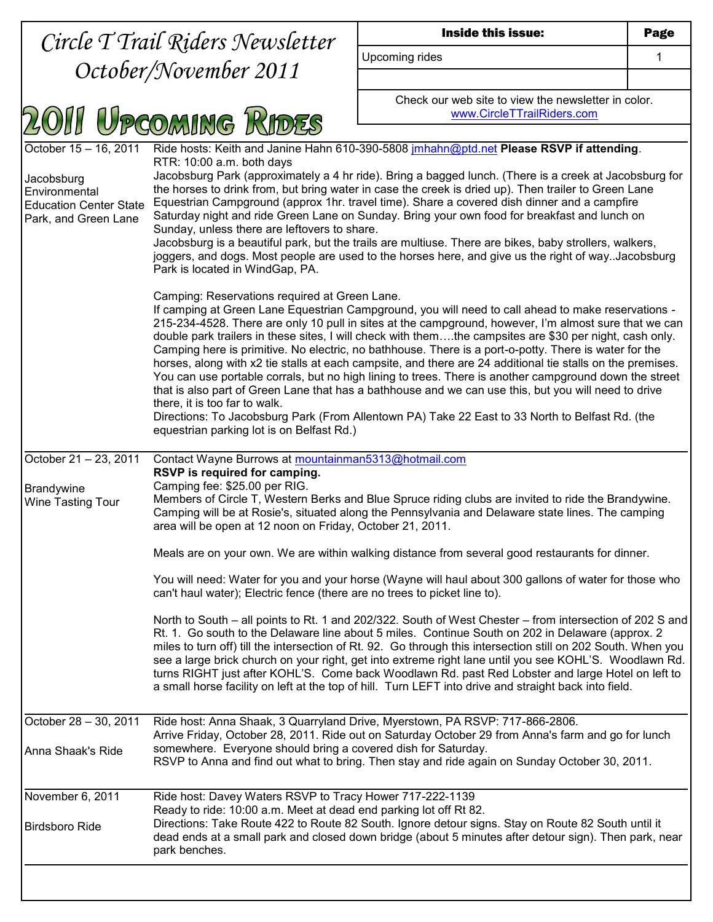# Circle T Trail Riders Newsletter
# October/November 2011

| Inside this issue: | Page |
|---|---|
| Upcoming rides | 1 |
| | |

Check our web site to view the newsletter in color.
www.CircleTTrailRiders.com

## 2011 Upcoming Rides

| | |
|---|---|
| October 15 – 16, 2011<br><br>Jacobsburg Environmental Education Center State Park, and Green Lane | Ride hosts: Keith and Janine Hahn 610-390-5808 jmhahn@ptd.net **Please RSVP if attending**.<br>RTR: 10:00 a.m. both days<br>Jacobsburg Park (approximately a 4 hr ride). Bring a bagged lunch. (There is a creek at Jacobsburg for the horses to drink from, but bring water in case the creek is dried up). Then trailer to Green Lane Equestrian Campground (approx 1hr. travel time). Share a covered dish dinner and a campfire Saturday night and ride Green Lane on Sunday. Bring your own food for breakfast and lunch on Sunday, unless there are leftovers to share.<br>Jacobsburg is a beautiful park, but the trails are multiuse. There are bikes, baby strollers, walkers, joggers, and dogs. Most people are used to the horses here, and give us the right of way..Jacobsburg Park is located in WindGap, PA.<br><br>Camping: Reservations required at Green Lane.<br>If camping at Green Lane Equestrian Campground, you will need to call ahead to make reservations - 215-234-4528. There are only 10 pull in sites at the campground, however, I'm almost sure that we can double park trailers in these sites, I will check with them….the campsites are $30 per night, cash only. Camping here is primitive. No electric, no bathhouse. There is a port-o-potty. There is water for the horses, along with x2 tie stalls at each campsite, and there are 24 additional tie stalls on the premises. You can use portable corrals, but no high lining to trees. There is another campground down the street that is also part of Green Lane that has a bathhouse and we can use this, but you will need to drive there, it is too far to walk.<br>Directions: To Jacobsburg Park (From Allentown PA) Take 22 East to 33 North to Belfast Rd. (the equestrian parking lot is on Belfast Rd.) |
| October 21 – 23, 2011<br><br>Brandywine Wine Tasting Tour | Contact Wayne Burrows at mountainman5313@hotmail.com<br>**RSVP is required for camping.**<br>Camping fee: $25.00 per RIG.<br>Members of Circle T, Western Berks and Blue Spruce riding clubs are invited to ride the Brandywine. Camping will be at Rosie's, situated along the Pennsylvania and Delaware state lines. The camping area will be open at 12 noon on Friday, October 21, 2011.<br><br>Meals are on your own. We are within walking distance from several good restaurants for dinner.<br><br>You will need: Water for you and your horse (Wayne will haul about 300 gallons of water for those who can't haul water); Electric fence (there are no trees to picket line to).<br><br>North to South – all points to Rt. 1 and 202/322. South of West Chester – from intersection of 202 S and Rt. 1. Go south to the Delaware line about 5 miles. Continue South on 202 in Delaware (approx. 2 miles to turn off) till the intersection of Rt. 92. Go through this intersection still on 202 South. When you see a large brick church on your right, get into extreme right lane until you see KOHL'S. Woodlawn Rd. turns RIGHT just after KOHL'S. Come back Woodlawn Rd. past Red Lobster and large Hotel on left to a small horse facility on left at the top of hill. Turn LEFT into drive and straight back into field. |
| October 28 – 30, 2011<br><br>Anna Shaak's Ride | Ride host: Anna Shaak, 3 Quarryland Drive, Myerstown, PA RSVP: 717-866-2806.<br>Arrive Friday, October 28, 2011. Ride out on Saturday October 29 from Anna's farm and go for lunch somewhere. Everyone should bring a covered dish for Saturday.<br>RSVP to Anna and find out what to bring. Then stay and ride again on Sunday October 30, 2011. |
| November 6, 2011<br><br>Birdsboro Ride | Ride host: Davey Waters RSVP to Tracy Hower 717-222-1139<br>Ready to ride: 10:00 a.m. Meet at dead end parking lot off Rt 82.<br>Directions: Take Route 422 to Route 82 South. Ignore detour signs. Stay on Route 82 South until it dead ends at a small park and closed down bridge (about 5 minutes after detour sign). Then park, near park benches. |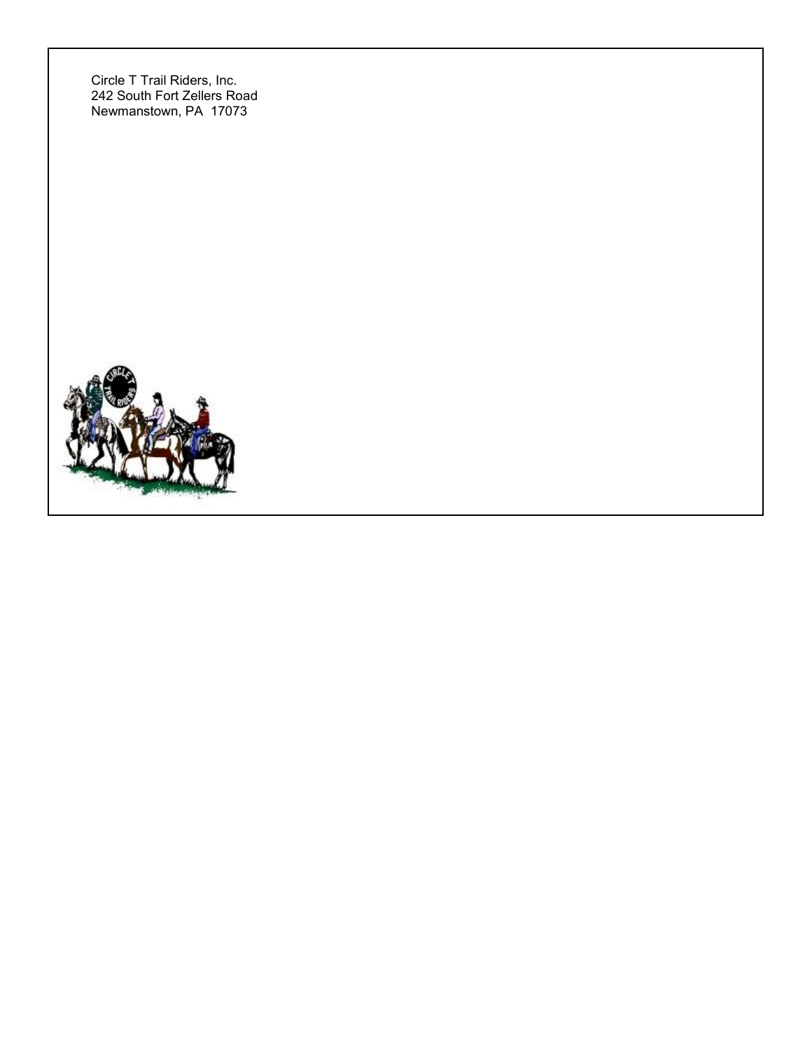Circle T Trail Riders, Inc.
242 South Fort Zellers Road
Newmanstown, PA  17073